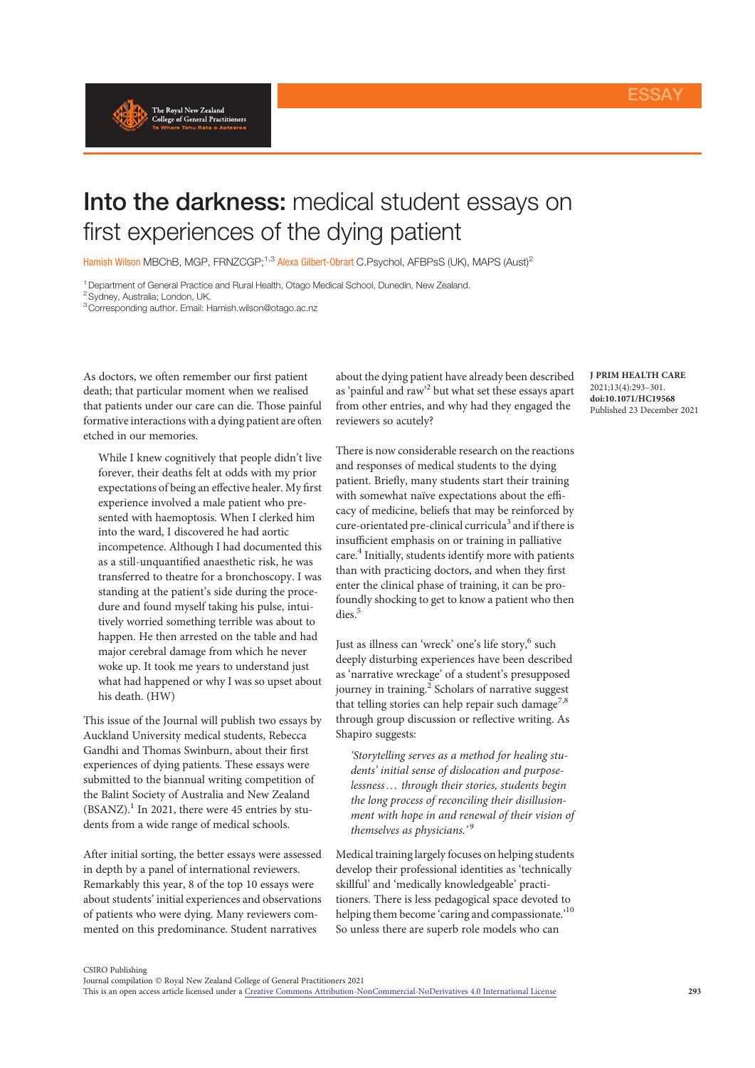# **Into the darkness:** medical student essays on first experiences of the dying patient

Hamish Wilson MBChB, MGP, FRNZCGP;[1,3] Alexa Gilbert-Obrart C.Psychol, AFBPsS (UK), MAPS (Aust)[2]

[1] Department of General Practice and Rural Health, Otago Medical School, Dunedin, New Zealand.
[2] Sydney, Australia; London, UK.
[3] Corresponding author. Email: Hamish.wilson@otago.ac.nz

J PRIM HEALTH CARE
2021;13(4):293–301.
**doi:10.1071/HC19568**
Published 23 December 2021

As doctors, we often remember our first patient death; that particular moment when we realised that patients under our care can die. Those painful formative interactions with a dying patient are often etched in our memories.

> While I knew cognitively that people didn't live forever, their deaths felt at odds with my prior expectations of being an effective healer. My first experience involved a male patient who presented with haemoptysis. When I clerked him into the ward, I discovered he had aortic incompetence. Although I had documented this as a still-unquantified anaesthetic risk, he was transferred to theatre for a bronchoscopy. I was standing at the patient's side during the procedure and found myself taking his pulse, intuitively worried something terrible was about to happen. He then arrested on the table and had major cerebral damage from which he never woke up. It took me years to understand just what had happened or why I was so upset about his death. (HW)

This issue of the Journal will publish two essays by Auckland University medical students, Rebecca Gandhi and Thomas Swinburn, about their first experiences of dying patients. These essays were submitted to the biannual writing competition of the Balint Society of Australia and New Zealand (BSANZ).[1] In 2021, there were 45 entries by students from a wide range of medical schools.

After initial sorting, the better essays were assessed in depth by a panel of international reviewers. Remarkably this year, 8 of the top 10 essays were about students' initial experiences and observations of patients who were dying. Many reviewers commented on this predominance. Student narratives about the dying patient have already been described as 'painful and raw'[2] but what set these essays apart from other entries, and why had they engaged the reviewers so acutely?

There is now considerable research on the reactions and responses of medical students to the dying patient. Briefly, many students start their training with somewhat naïve expectations about the efficacy of medicine, beliefs that may be reinforced by cure-orientated pre-clinical curricula[3] and if there is insufficient emphasis on or training in palliative care.[4] Initially, students identify more with patients than with practicing doctors, and when they first enter the clinical phase of training, it can be profoundly shocking to get to know a patient who then dies.[5]

Just as illness can 'wreck' one's life story,[6] such deeply disturbing experiences have been described as 'narrative wreckage' of a student's presupposed journey in training.[2] Scholars of narrative suggest that telling stories can help repair such damage[7,8] through group discussion or reflective writing. As Shapiro suggests:

> *'Storytelling serves as a method for healing students' initial sense of dislocation and purposelessness… through their stories, students begin the long process of reconciling their disillusionment with hope in and renewal of their vision of themselves as physicians.'*[9]

Medical training largely focuses on helping students develop their professional identities as 'technically skillful' and 'medically knowledgeable' practitioners. There is less pedagogical space devoted to helping them become 'caring and compassionate.'[10] So unless there are superb role models who can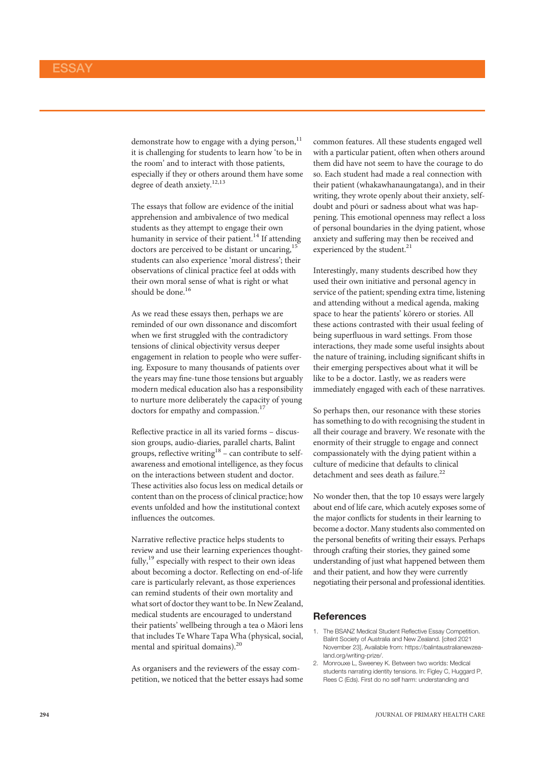demonstrate how to engage with a dying person,[11] it is challenging for students to learn how 'to be in the room' and to interact with those patients, especially if they or others around them have some degree of death anxiety.[12,13]

The essays that follow are evidence of the initial apprehension and ambivalence of two medical students as they attempt to engage their own humanity in service of their patient.[14] If attending doctors are perceived to be distant or uncaring,[15] students can also experience 'moral distress'; their observations of clinical practice feel at odds with their own moral sense of what is right or what should be done.[16]

As we read these essays then, perhaps we are reminded of our own dissonance and discomfort when we first struggled with the contradictory tensions of clinical objectivity versus deeper engagement in relation to people who were suffering. Exposure to many thousands of patients over the years may fine-tune those tensions but arguably modern medical education also has a responsibility to nurture more deliberately the capacity of young doctors for empathy and compassion.[17]

Reflective practice in all its varied forms – discussion groups, audio-diaries, parallel charts, Balint groups, reflective writing[18] – can contribute to self-awareness and emotional intelligence, as they focus on the interactions between student and doctor. These activities also focus less on medical details or content than on the process of clinical practice; how events unfolded and how the institutional context influences the outcomes.

Narrative reflective practice helps students to review and use their learning experiences thoughtfully,[19] especially with respect to their own ideas about becoming a doctor. Reflecting on end-of-life care is particularly relevant, as those experiences can remind students of their own mortality and what sort of doctor they want to be. In New Zealand, medical students are encouraged to understand their patients' wellbeing through a tea o Māori lens that includes Te Whare Tapa Wha (physical, social, mental and spiritual domains).[20]

As organisers and the reviewers of the essay competition, we noticed that the better essays had some common features. All these students engaged well with a particular patient, often when others around them did have not seem to have the courage to do so. Each student had made a real connection with their patient (whakawhanaungatanga), and in their writing, they wrote openly about their anxiety, self-doubt and pōuri or sadness about what was happening. This emotional openness may reflect a loss of personal boundaries in the dying patient, whose anxiety and suffering may then be received and experienced by the student.[21]

Interestingly, many students described how they used their own initiative and personal agency in service of the patient; spending extra time, listening and attending without a medical agenda, making space to hear the patients' kōrero or stories. All these actions contrasted with their usual feeling of being superfluous in ward settings. From those interactions, they made some useful insights about the nature of training, including significant shifts in their emerging perspectives about what it will be like to be a doctor. Lastly, we as readers were immediately engaged with each of these narratives.

So perhaps then, our resonance with these stories has something to do with recognising the student in all their courage and bravery. We resonate with the enormity of their struggle to engage and connect compassionately with the dying patient within a culture of medicine that defaults to clinical detachment and sees death as failure.[22]

No wonder then, that the top 10 essays were largely about end of life care, which acutely exposes some of the major conflicts for students in their learning to become a doctor. Many students also commented on the personal benefits of writing their essays. Perhaps through crafting their stories, they gained some understanding of just what happened between them and their patient, and how they were currently negotiating their personal and professional identities.

## References

1. The BSANZ Medical Student Reflective Essay Competition. Balint Society of Australia and New Zealand. [cited 2021 November 23]. Available from: https://balintaustralianewzealand.org/writing-prize/.
2. Monrouxe L, Sweeney K. Between two worlds: Medical students narrating identity tensions. In: Figley C, Huggard P, Rees C (Eds). First do no self harm: understanding and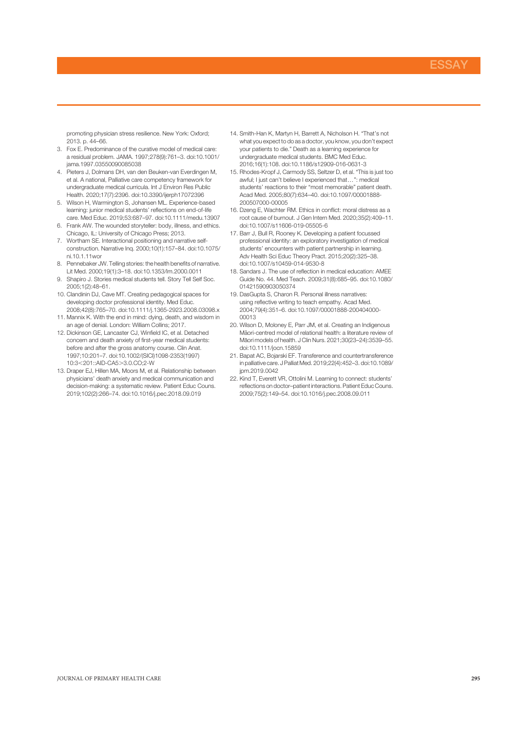promoting physician stress resilience. New York: Oxford; 2013. p. 44–66.

3. Fox E. Predominance of the curative model of medical care: a residual problem. JAMA. 1997;278(9):761–3. doi:10.1001/jama.1997.03550090085038
4. Pieters J, Dolmans DH, van den Beuken-van Everdingen M, et al. A national, Palliative care competency framework for undergraduate medical curricula. Int J Environ Res Public Health. 2020;17(7):2396. doi:10.3390/ijerph17072396
5. Wilson H, Warmington S, Johansen ML. Experience-based learning: junior medical students' reflections on end-of-life care. Med Educ. 2019;53:687–97. doi:10.1111/medu.13907
6. Frank AW. The wounded storyteller: body, illness, and ethics. Chicago, IL: University of Chicago Press; 2013.
7. Wortham SE. Interactional positioning and narrative self-construction. Narrative Inq. 2000;10(1):157–84. doi:10.1075/ni.10.1.11wor
8. Pennebaker JW. Telling stories: the health benefits of narrative. Lit Med. 2000;19(1):3–18. doi:10.1353/lm.2000.0011
9. Shapiro J. Stories medical students tell. Story Tell Self Soc. 2005;1(2):48–61.
10. Clandinin DJ, Cave MT. Creating pedagogical spaces for developing doctor professional identity. Med Educ. 2008;42(8):765–70. doi:10.1111/j.1365-2923.2008.03098.x
11. Mannix K. With the end in mind: dying, death, and wisdom in an age of denial. London: William Collins; 2017.
12. Dickinson GE, Lancaster CJ, Winfield IC, et al. Detached concern and death anxiety of first-year medical students: before and after the gross anatomy course. Clin Anat. 1997;10:201–7. doi:10.1002/(SICI)1098-2353(1997)10:3<201::AID-CA5>3.0.CO;2-W
13. Draper EJ, Hillen MA, Moors M, et al. Relationship between physicians' death anxiety and medical communication and decision-making: a systematic review. Patient Educ Couns. 2019;102(2):266–74. doi:10.1016/j.pec.2018.09.019
14. Smith-Han K, Martyn H, Barrett A, Nicholson H. "That's not what you expect to do as a doctor, you know, you don't expect your patients to die." Death as a learning experience for undergraduate medical students. BMC Med Educ. 2016;16(1):108. doi:10.1186/s12909-016-0631-3
15. Rhodes-Kropf J, Carmody SS, Seltzer D, et al. "This is just too awful; I just can't believe I experienced that…": medical students' reactions to their "most memorable" patient death. Acad Med. 2005;80(7):634–40. doi:10.1097/00001888-200507000-00005
16. Dzeng E, Wachter RM. Ethics in conflict: moral distress as a root cause of burnout. J Gen Intern Med. 2020;35(2):409–11. doi:10.1007/s11606-019-05505-6
17. Barr J, Bull R, Rooney K. Developing a patient focussed professional identity: an exploratory investigation of medical students' encounters with patient partnership in learning. Adv Health Sci Educ Theory Pract. 2015;20(2):325–38. doi:10.1007/s10459-014-9530-8
18. Sandars J. The use of reflection in medical education: AMEE Guide No. 44. Med Teach. 2009;31(8):685–95. doi:10.1080/01421590903050374
19. DasGupta S, Charon R. Personal illness narratives: using reflective writing to teach empathy. Acad Med. 2004;79(4):351–6. doi:10.1097/00001888-200404000-00013
20. Wilson D, Moloney E, Parr JM, et al. Creating an Indigenous Māori-centred model of relational health: a literature review of Māori models of health. J Clin Nurs. 2021;30(23–24):3539–55. doi:10.1111/jocn.15859
21. Bapat AC, Bojarski EF. Transference and countertransference in palliative care. J Palliat Med. 2019;22(4):452–3. doi:10.1089/jpm.2019.0042
22. Kind T, Everett VR, Ottolini M. Learning to connect: students' reflections on doctor–patient interactions. Patient Educ Couns. 2009;75(2):149–54. doi:10.1016/j.pec.2008.09.011